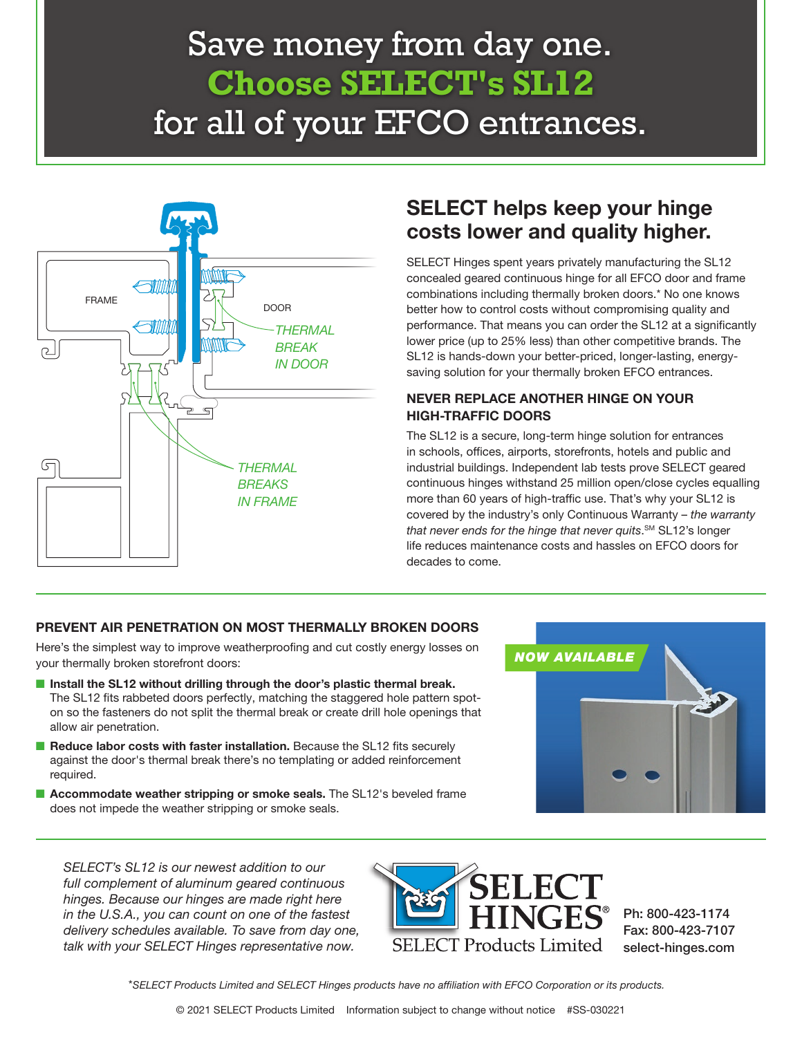# Save money from day one. **Choose SELECT's SL12** for all of your EFCO entrances.

FRAME

DOOR

*THERMAL BREAK IN DOOR*

*THERMAL BREAKS IN FRAME*

## SELECT helps keep your hinge costs lower and quality higher.

SELECT Hinges spent years privately manufacturing the SL12 concealed geared continuous hinge for all EFCO door and frame combinations including thermally broken doors.* No one knows better how to control costs without compromising quality and performance. That means you can order the SL12 at a significantly lower price (up to 25% less) than other competitive brands. The SL12 is hands-down your better-priced, longer-lasting, energy-saving solution for your thermally broken EFCO entrances.

### NEVER REPLACE ANOTHER HINGE ON YOUR HIGH-TRAFFIC DOORS

The SL12 is a secure, long-term hinge solution for entrances in schools, offices, airports, storefronts, hotels and public and industrial buildings. Independent lab tests prove SELECT geared continuous hinges withstand 25 million open/close cycles equalling more than 60 years of high-traffic use. That's why your SL12 is covered by the industry's only Continuous Warranty – *the warranty that never ends for the hinge that never quits*.℠ SL12's longer life reduces maintenance costs and hassles on EFCO doors for decades to come.

### PREVENT AIR PENETRATION ON MOST THERMALLY BROKEN DOORS

Here's the simplest way to improve weatherproofing and cut costly energy losses on your thermally broken storefront doors:

- **Install the SL12 without drilling through the door's plastic thermal break.** The SL12 fits rabbeted doors perfectly, matching the staggered hole pattern spot-on so the fasteners do not split the thermal break or create drill hole openings that allow air penetration.
- **Reduce labor costs with faster installation.** Because the SL12 fits securely against the door's thermal break there's no templating or added reinforcement required.
- **Accommodate weather stripping or smoke seals.** The SL12's beveled frame does not impede the weather stripping or smoke seals.

***NOW AVAILABLE***

*SELECT's SL12 is our newest addition to our full complement of aluminum geared continuous hinges. Because our hinges are made right here in the U.S.A., you can count on one of the fastest delivery schedules available. To save from day one, talk with your SELECT Hinges representative now.*

SELECT HINGES®
SELECT Products Limited

Ph: 800-423-1174
Fax: 800-423-7107
select-hinges.com

*\*SELECT Products Limited and SELECT Hinges products have no affiliation with EFCO Corporation or its products.*

© 2021 SELECT Products Limited Information subject to change without notice #SS-030221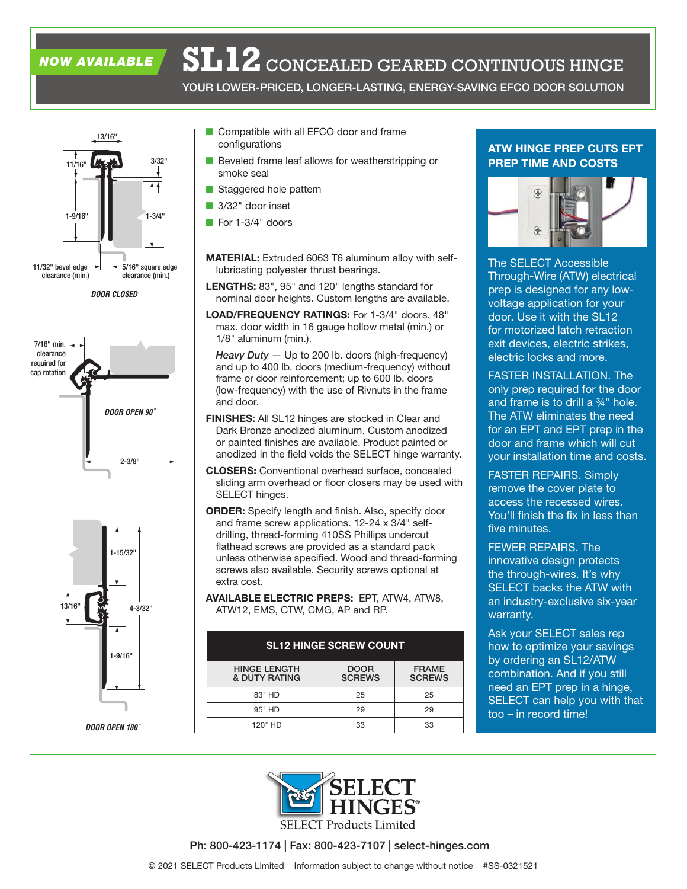**NOW AVAILABLE**

# SL12 CONCEALED GEARED CONTINUOUS HINGE

YOUR LOWER-PRICED, LONGER-LASTING, ENERGY-SAVING EFCO DOOR SOLUTION

13/16"
11/16"
3/32"
1-9/16"
1-3/4"
11/32" bevel edge clearance (min.)
5/16" square edge clearance (min.)

*DOOR CLOSED*

7/16" min. clearance required for cap rotation

*DOOR OPEN 90˚*

2-3/8"

1-15/32"
13/16"
4-3/32"
1-9/16"

*DOOR OPEN 180˚*

- Compatible with all EFCO door and frame configurations
- Beveled frame leaf allows for weatherstripping or smoke seal
- Staggered hole pattern
- 3/32" door inset
- For 1-3/4" doors

**MATERIAL:** Extruded 6063 T6 aluminum alloy with self-lubricating polyester thrust bearings.

**LENGTHS:** 83", 95" and 120" lengths standard for nominal door heights. Custom lengths are available.

**LOAD/FREQUENCY RATINGS:** For 1-3/4" doors. 48" max. door width in 16 gauge hollow metal (min.) or 1/8" aluminum (min.).

*Heavy Duty* — Up to 200 lb. doors (high-frequency) and up to 400 lb. doors (medium-frequency) without frame or door reinforcement; up to 600 lb. doors (low-frequency) with the use of Rivnuts in the frame and door.

**FINISHES:** All SL12 hinges are stocked in Clear and Dark Bronze anodized aluminum. Custom anodized or painted finishes are available. Product painted or anodized in the field voids the SELECT hinge warranty.

**CLOSERS:** Conventional overhead surface, concealed sliding arm overhead or floor closers may be used with SELECT hinges.

**ORDER:** Specify length and finish. Also, specify door and frame screw applications. 12-24 x 3/4" self-drilling, thread-forming 410SS Phillips undercut flathead screws are provided as a standard pack unless otherwise specified. Wood and thread-forming screws also available. Security screws optional at extra cost.

**AVAILABLE ELECTRIC PREPS:** EPT, ATW4, ATW8, ATW12, EMS, CTW, CMG, AP and RP.

**SL12 HINGE SCREW COUNT**

| HINGE LENGTH & DUTY RATING | DOOR SCREWS | FRAME SCREWS |
|---|---|---|
| 83" HD | 25 | 25 |
| 95" HD | 29 | 29 |
| 120" HD | 33 | 33 |

## ATW HINGE PREP CUTS EPT PREP TIME AND COSTS

The SELECT Accessible Through-Wire (ATW) electrical prep is designed for any low-voltage application for your door. Use it with the SL12 for motorized latch retraction exit devices, electric strikes, electric locks and more.

FASTER INSTALLATION. The only prep required for the door and frame is to drill a ¾" hole. The ATW eliminates the need for an EPT and EPT prep in the door and frame which will cut your installation time and costs.

FASTER REPAIRS. Simply remove the cover plate to access the recessed wires. You'll finish the fix in less than five minutes.

FEWER REPAIRS. The innovative design protects the through-wires. It's why SELECT backs the ATW with an industry-exclusive six-year warranty.

Ask your SELECT sales rep how to optimize your savings by ordering an SL12/ATW combination. And if you still need an EPT prep in a hinge, SELECT can help you with that too – in record time!

SELECT HINGES®
SELECT Products Limited

Ph: 800-423-1174 | Fax: 800-423-7107 | select-hinges.com

© 2021 SELECT Products Limited   Information subject to change without notice   #SS-0321521